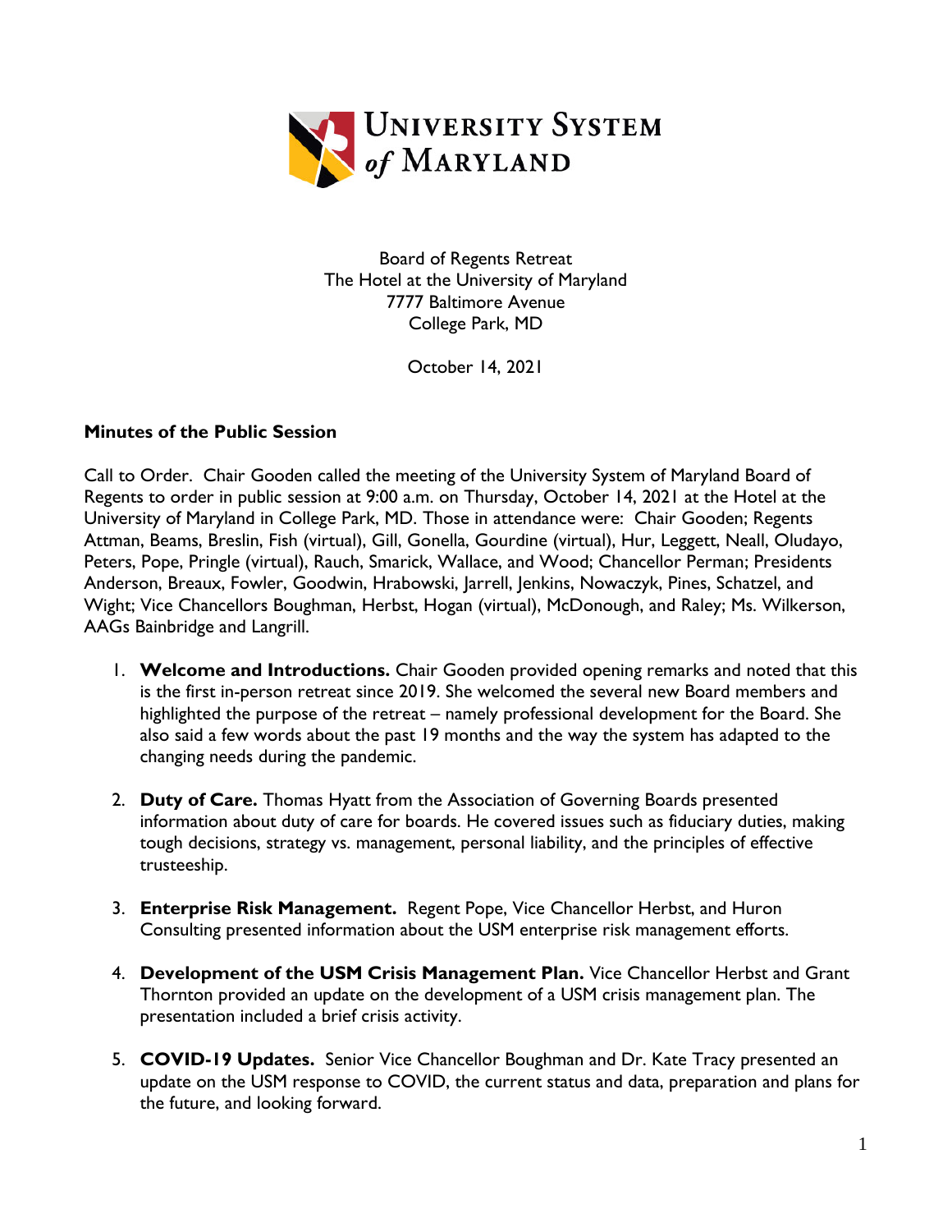# University System of Maryland

Board of Regents Retreat
The Hotel at the University of Maryland
7777 Baltimore Avenue
College Park, MD

October 14, 2021

**Minutes of the Public Session**

Call to Order. Chair Gooden called the meeting of the University System of Maryland Board of Regents to order in public session at 9:00 a.m. on Thursday, October 14, 2021 at the Hotel at the University of Maryland in College Park, MD. Those in attendance were: Chair Gooden; Regents Attman, Beams, Breslin, Fish (virtual), Gill, Gonella, Gourdine (virtual), Hur, Leggett, Neall, Oludayo, Peters, Pope, Pringle (virtual), Rauch, Smarick, Wallace, and Wood; Chancellor Perman; Presidents Anderson, Breaux, Fowler, Goodwin, Hrabowski, Jarrell, Jenkins, Nowaczyk, Pines, Schatzel, and Wight; Vice Chancellors Boughman, Herbst, Hogan (virtual), McDonough, and Raley; Ms. Wilkerson, AAGs Bainbridge and Langrill.

1. **Welcome and Introductions.** Chair Gooden provided opening remarks and noted that this is the first in-person retreat since 2019. She welcomed the several new Board members and highlighted the purpose of the retreat – namely professional development for the Board. She also said a few words about the past 19 months and the way the system has adapted to the changing needs during the pandemic.

2. **Duty of Care.** Thomas Hyatt from the Association of Governing Boards presented information about duty of care for boards. He covered issues such as fiduciary duties, making tough decisions, strategy vs. management, personal liability, and the principles of effective trusteeship.

3. **Enterprise Risk Management.** Regent Pope, Vice Chancellor Herbst, and Huron Consulting presented information about the USM enterprise risk management efforts.

4. **Development of the USM Crisis Management Plan.** Vice Chancellor Herbst and Grant Thornton provided an update on the development of a USM crisis management plan. The presentation included a brief crisis activity.

5. **COVID-19 Updates.** Senior Vice Chancellor Boughman and Dr. Kate Tracy presented an update on the USM response to COVID, the current status and data, preparation and plans for the future, and looking forward.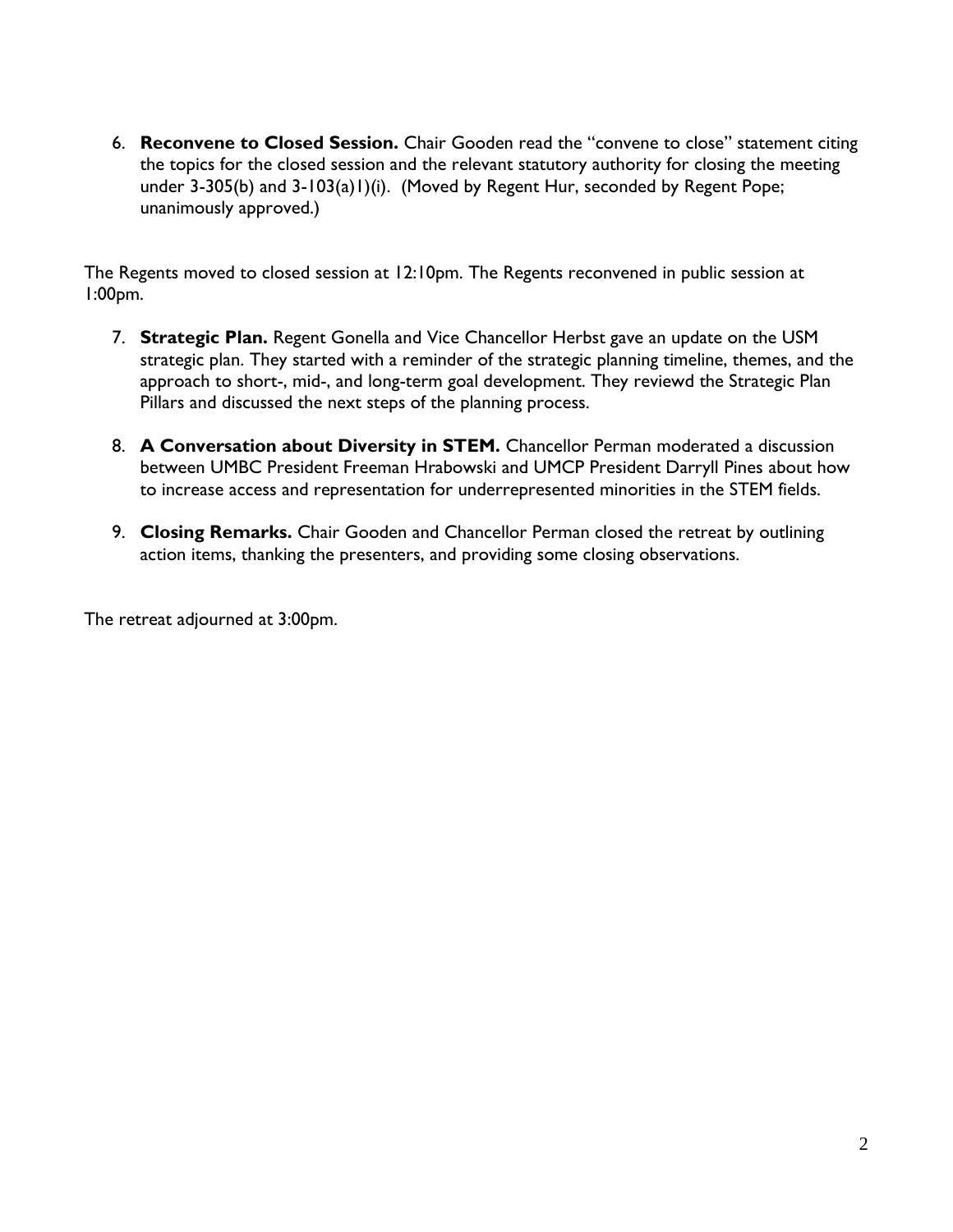6. **Reconvene to Closed Session.** Chair Gooden read the "convene to close" statement citing the topics for the closed session and the relevant statutory authority for closing the meeting under 3-305(b) and 3-103(a)1)(i). (Moved by Regent Hur, seconded by Regent Pope; unanimously approved.)

The Regents moved to closed session at 12:10pm. The Regents reconvened in public session at 1:00pm.

7. **Strategic Plan.** Regent Gonella and Vice Chancellor Herbst gave an update on the USM strategic plan. They started with a reminder of the strategic planning timeline, themes, and the approach to short-, mid-, and long-term goal development. They reviewd the Strategic Plan Pillars and discussed the next steps of the planning process.

8. **A Conversation about Diversity in STEM.** Chancellor Perman moderated a discussion between UMBC President Freeman Hrabowski and UMCP President Darryll Pines about how to increase access and representation for underrepresented minorities in the STEM fields.

9. **Closing Remarks.** Chair Gooden and Chancellor Perman closed the retreat by outlining action items, thanking the presenters, and providing some closing observations.

The retreat adjourned at 3:00pm.